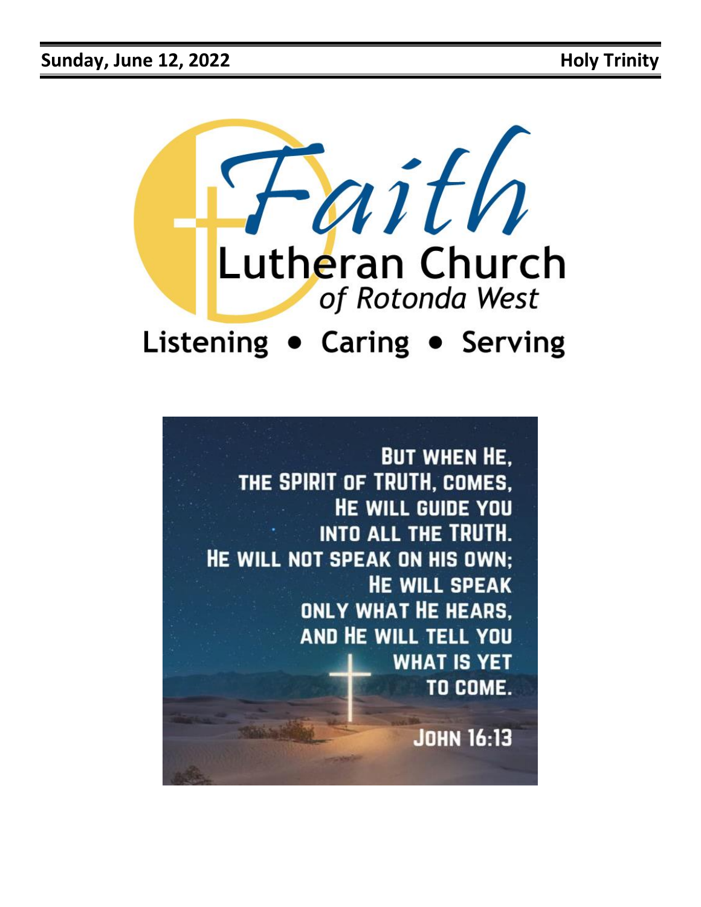**Sunday, June 12, 2022** **Holy Trinity**

# Faith Lutheran Church

*of Rotonda West*

## Listening • Caring • Serving

BUT WHEN HE,
THE SPIRIT OF TRUTH, COMES,
HE WILL GUIDE YOU
INTO ALL THE TRUTH.
HE WILL NOT SPEAK ON HIS OWN;
HE WILL SPEAK
ONLY WHAT HE HEARS,
AND HE WILL TELL YOU
WHAT IS YET
TO COME.

JOHN 16:13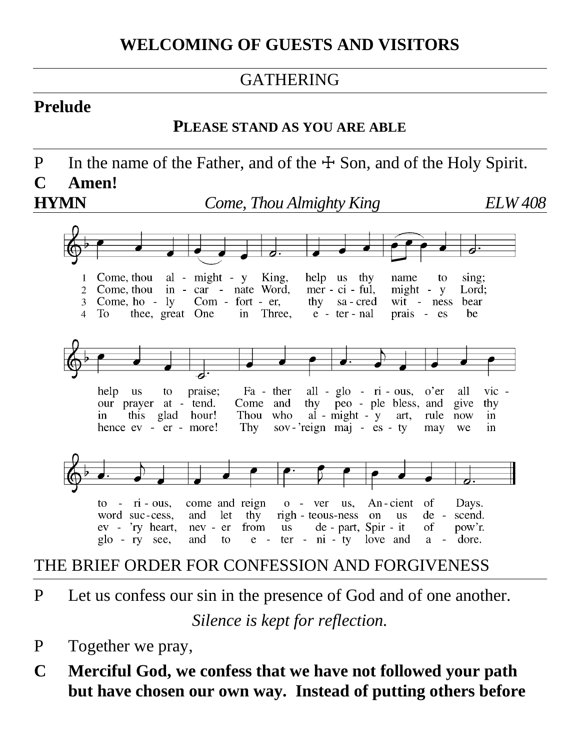## WELCOMING OF GUESTS AND VISITORS

## GATHERING

**Prelude**

**PLEASE STAND AS YOU ARE ABLE**

P In the name of the Father, and of the ☩ Son, and of the Holy Spirit.

**C Amen!**

**HYMN** *Come, Thou Almighty King* *ELW 408*

1 Come, thou almighty King, help us thy name to sing; help us to praise; Father all-glorious, o'er all victorious, come and reign over us, Ancient of Days.

2 Come, thou incarnate Word, merciful, mighty Lord; our prayer attend. Come and thy people bless, and give thy word success, and let thy righteousness on us descend.

3 Come, holy Comforter, thy sacred witness bear in this glad hour! Thou who almighty art, rule now in ev'ry heart, never from us depart, Spirit of pow'r.

4 To thee, great One in Three, eternal praises be hence evermore! Thy sov'reign majesty may we in glory see, and to eternity love and adore.

## THE BRIEF ORDER FOR CONFESSION AND FORGIVENESS

P Let us confess our sin in the presence of God and of one another.

*Silence is kept for reflection.*

P Together we pray,

**C Merciful God, we confess that we have not followed your path but have chosen our own way. Instead of putting others before**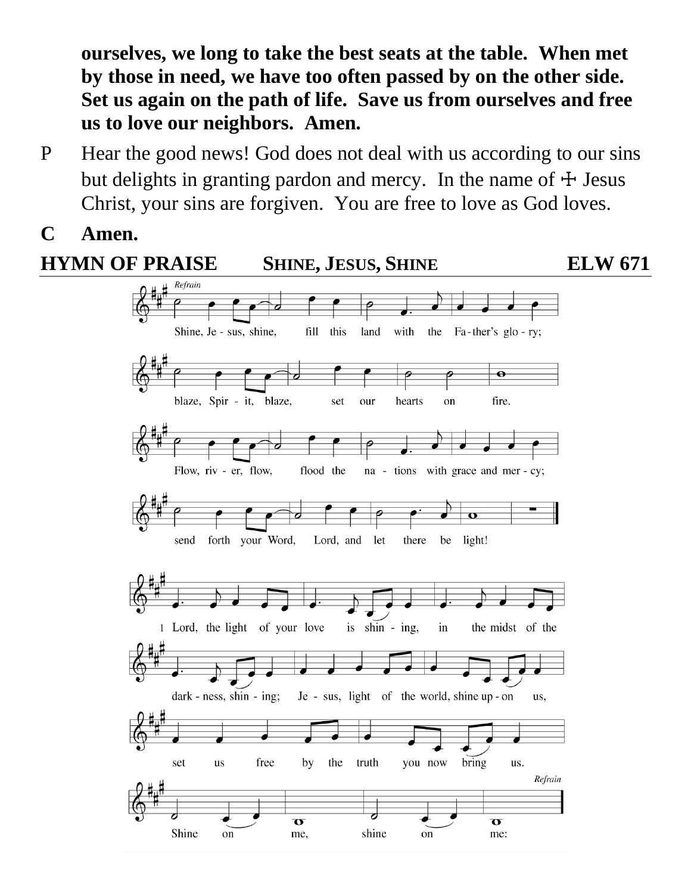**ourselves, we long to take the best seats at the table. When met by those in need, we have too often passed by on the other side. Set us again on the path of life. Save us from ourselves and free us to love our neighbors. Amen.**

P Hear the good news! God does not deal with us according to our sins but delights in granting pardon and mercy. In the name of ☩ Jesus Christ, your sins are forgiven. You are free to love as God loves.

**C Amen.**

**HYMN OF PRAISE** SHINE, JESUS, SHINE **ELW 671**

*Refrain*

Shine, Je - sus, shine, fill this land with the Fa - ther's glo - ry;
blaze, Spir - it, blaze, set our hearts on fire.
Flow, riv - er, flow, flood the na - tions with grace and mer - cy;
send forth your Word, Lord, and let there be light!

1 Lord, the light of your love is shin - ing, in the midst of the
dark - ness, shin - ing; Je - sus, light of the world, shine up - on us,
set us free by the truth you now bring us.
Shine on me, shine on me:

*Refrain*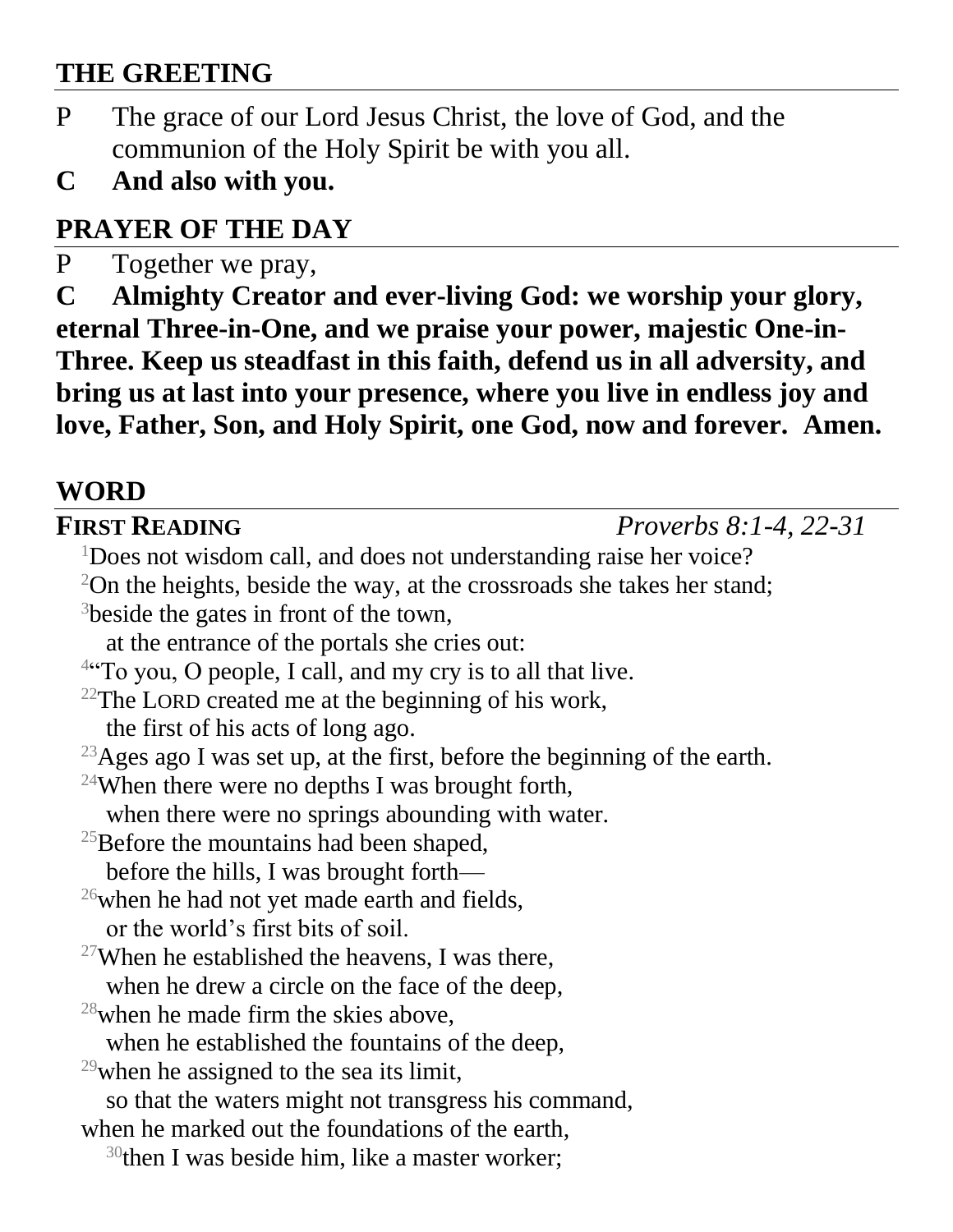## THE GREETING

P The grace of our Lord Jesus Christ, the love of God, and the communion of the Holy Spirit be with you all.

**C And also with you.**

## PRAYER OF THE DAY

P Together we pray,

**C Almighty Creator and ever-living God: we worship your glory, eternal Three-in-One, and we praise your power, majestic One-in-Three. Keep us steadfast in this faith, defend us in all adversity, and bring us at last into your presence, where you live in endless joy and love, Father, Son, and Holy Spirit, one God, now and forever. Amen.**

## WORD

**FIRST READING** *Proverbs 8:1-4, 22-31*

[1]Does not wisdom call, and does not understanding raise her voice?
[2]On the heights, beside the way, at the crossroads she takes her stand;
[3]beside the gates in front of the town,
at the entrance of the portals she cries out:
[4]"To you, O people, I call, and my cry is to all that live.
[22]The LORD created me at the beginning of his work,
the first of his acts of long ago.
[23]Ages ago I was set up, at the first, before the beginning of the earth.
[24]When there were no depths I was brought forth,
when there were no springs abounding with water.
[25]Before the mountains had been shaped,
before the hills, I was brought forth—
[26]when he had not yet made earth and fields,
or the world's first bits of soil.
[27]When he established the heavens, I was there,
when he drew a circle on the face of the deep,
[28]when he made firm the skies above,
when he established the fountains of the deep,
[29]when he assigned to the sea its limit,
so that the waters might not transgress his command,
when he marked out the foundations of the earth,
[30]then I was beside him, like a master worker;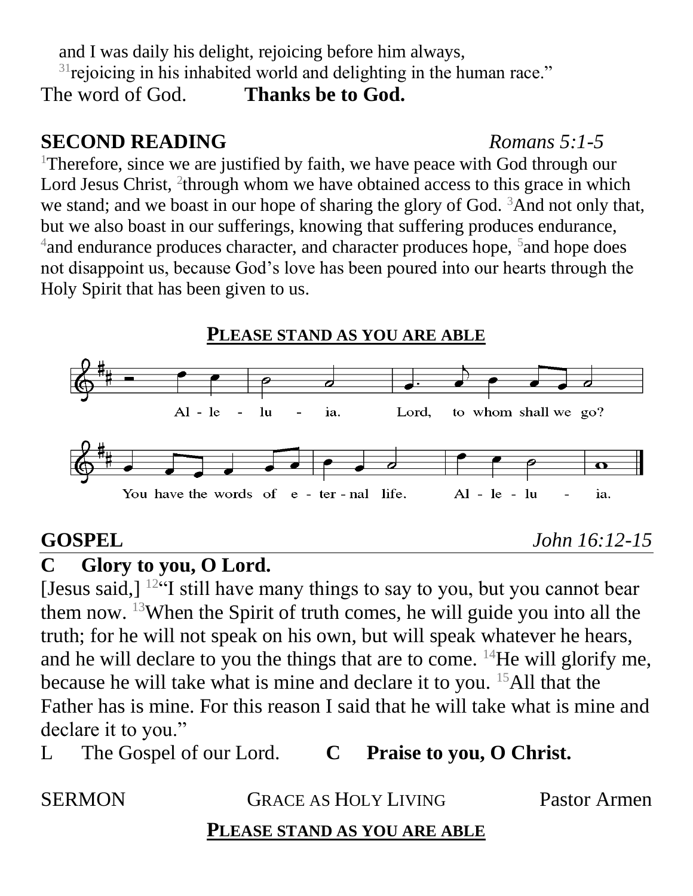and I was daily his delight, rejoicing before him always,
[31]rejoicing in his inhabited world and delighting in the human race."

The word of God. **Thanks be to God.**

**SECOND READING** *Romans 5:1-5*

[1]Therefore, since we are justified by faith, we have peace with God through our Lord Jesus Christ, [2]through whom we have obtained access to this grace in which we stand; and we boast in our hope of sharing the glory of God. [3]And not only that, but we also boast in our sufferings, knowing that suffering produces endurance, [4]and endurance produces character, and character produces hope, [5]and hope does not disappoint us, because God's love has been poured into our hearts through the Holy Spirit that has been given to us.

**PLEASE STAND AS YOU ARE ABLE**

Al - le - lu - ia. Lord, to whom shall we go?
You have the words of e - ter - nal life. Al - le - lu - ia.

**GOSPEL** *John 16:12-15*

**C Glory to you, O Lord.**

[Jesus said,] [12]"I still have many things to say to you, but you cannot bear them now. [13]When the Spirit of truth comes, he will guide you into all the truth; for he will not speak on his own, but will speak whatever he hears, and he will declare to you the things that are to come. [14]He will glorify me, because he will take what is mine and declare it to you. [15]All that the Father has is mine. For this reason I said that he will take what is mine and declare it to you."

L The Gospel of our Lord. **C Praise to you, O Christ.**

SERMON GRACE AS HOLY LIVING Pastor Armen

**PLEASE STAND AS YOU ARE ABLE**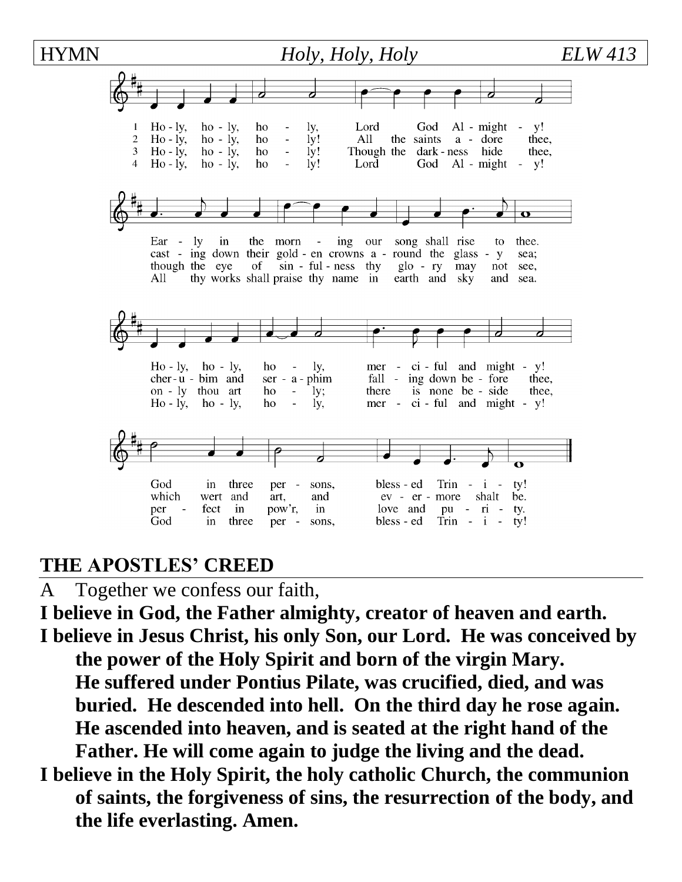**HYMN** *Holy, Holy, Holy* *ELW 413*

1 Holy, holy, holy, Lord God Almighty!
Early in the morning our song shall rise to thee.
Holy, holy, holy, merciful and mighty!
God in three persons, blessed Trinity!

2 Holy, holy, holy! All the saints adore thee,
casting down their golden crowns around the glassy sea;
cherubim and seraphim falling down before thee,
which wert and art, and evermore shalt be.

3 Holy, holy, holy! Though the darkness hide thee,
though the eye of sinfulness thy glory may not see,
only thou art holy; there is none beside thee,
perfect in pow'r, in love and purity.

4 Holy, holy, holy! Lord God Almighty!
All thy works shall praise thy name in earth and sky and sea.
Holy, holy, holy, merciful and mighty!
God in three persons, blessed Trinity!

## THE APOSTLES' CREED

A Together we confess our faith,

**I believe in God, the Father almighty, creator of heaven and earth.**

**I believe in Jesus Christ, his only Son, our Lord. He was conceived by the power of the Holy Spirit and born of the virgin Mary. He suffered under Pontius Pilate, was crucified, died, and was buried. He descended into hell. On the third day he rose again. He ascended into heaven, and is seated at the right hand of the Father. He will come again to judge the living and the dead.**

**I believe in the Holy Spirit, the holy catholic Church, the communion of saints, the forgiveness of sins, the resurrection of the body, and the life everlasting. Amen.**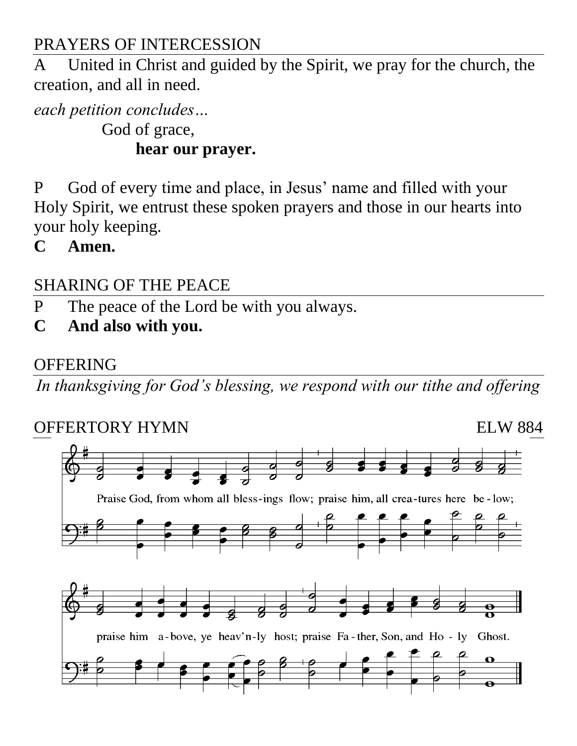## PRAYERS OF INTERCESSION

A United in Christ and guided by the Spirit, we pray for the church, the creation, and all in need.

*each petition concludes…*

God of grace,

**hear our prayer.**

P God of every time and place, in Jesus' name and filled with your Holy Spirit, we entrust these spoken prayers and those in our hearts into your holy keeping.

**C Amen.**

## SHARING OF THE PEACE

P The peace of the Lord be with you always.

**C And also with you.**

## OFFERING

*In thanksgiving for God's blessing, we respond with our tithe and offering*

## OFFERTORY HYMN ELW 884

Praise God, from whom all bless-ings flow; praise him, all crea-tures here be-low;

praise him a-bove, ye heav'n-ly host; praise Fa-ther, Son, and Ho - ly Ghost.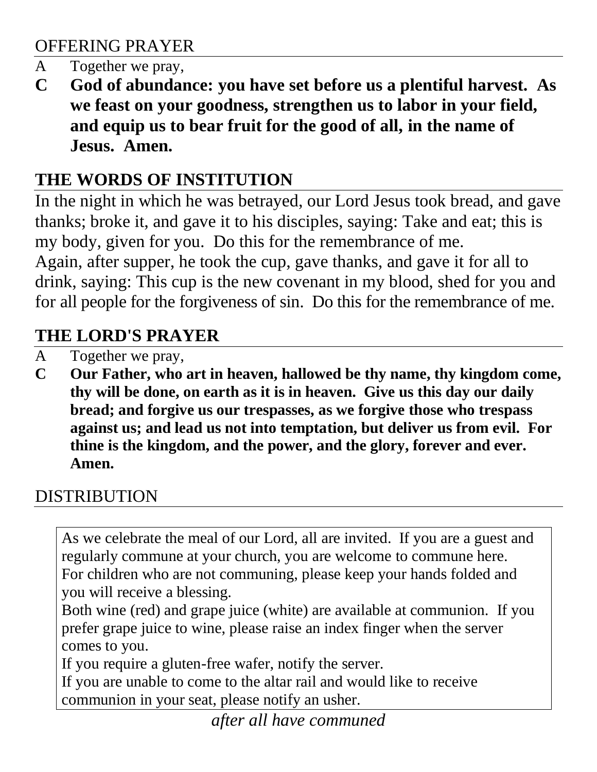## OFFERING PRAYER

A Together we pray,

**C God of abundance: you have set before us a plentiful harvest. As we feast on your goodness, strengthen us to labor in your field, and equip us to bear fruit for the good of all, in the name of Jesus. Amen.**

## THE WORDS OF INSTITUTION

In the night in which he was betrayed, our Lord Jesus took bread, and gave thanks; broke it, and gave it to his disciples, saying: Take and eat; this is my body, given for you. Do this for the remembrance of me.
Again, after supper, he took the cup, gave thanks, and gave it for all to drink, saying: This cup is the new covenant in my blood, shed for you and for all people for the forgiveness of sin. Do this for the remembrance of me.

## THE LORD'S PRAYER

A Together we pray,

**C Our Father, who art in heaven, hallowed be thy name, thy kingdom come, thy will be done, on earth as it is in heaven. Give us this day our daily bread; and forgive us our trespasses, as we forgive those who trespass against us; and lead us not into temptation, but deliver us from evil. For thine is the kingdom, and the power, and the glory, forever and ever. Amen.**

## DISTRIBUTION

As we celebrate the meal of our Lord, all are invited. If you are a guest and regularly commune at your church, you are welcome to commune here.
For children who are not communing, please keep your hands folded and you will receive a blessing.
Both wine (red) and grape juice (white) are available at communion. If you prefer grape juice to wine, please raise an index finger when the server comes to you.
If you require a gluten-free wafer, notify the server.
If you are unable to come to the altar rail and would like to receive communion in your seat, please notify an usher.

*after all have communed*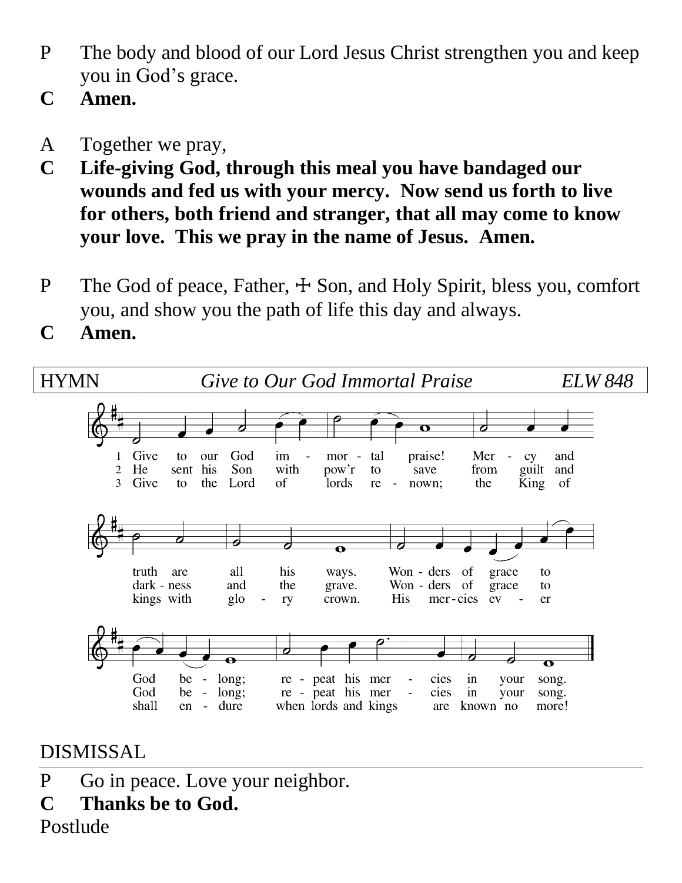P The body and blood of our Lord Jesus Christ strengthen you and keep you in God's grace.

**C Amen.**

A Together we pray,

**C Life-giving God, through this meal you have bandaged our wounds and fed us with your mercy. Now send us forth to live for others, both friend and stranger, that all may come to know your love. This we pray in the name of Jesus. Amen.**

P The God of peace, Father, ☩ Son, and Holy Spirit, bless you, comfort you, and show you the path of life this day and always.

**C Amen.**

HYMN *Give to Our God Immortal Praise* *ELW 848*

1 Give to our God immortal praise! Mercy and truth are all his ways. Wonders of grace to God belong; repeat his mercies in your song.

2 He sent his Son with pow'r to save from guilt and darkness and the grave. Wonders of grace to God belong; repeat his mercies in your song.

3 Give to the Lord of lords renown; the King of kings with glory crown. His mercies ever shall endure when lords and kings are known no more!

DISMISSAL

P Go in peace. Love your neighbor.

**C Thanks be to God.**

Postlude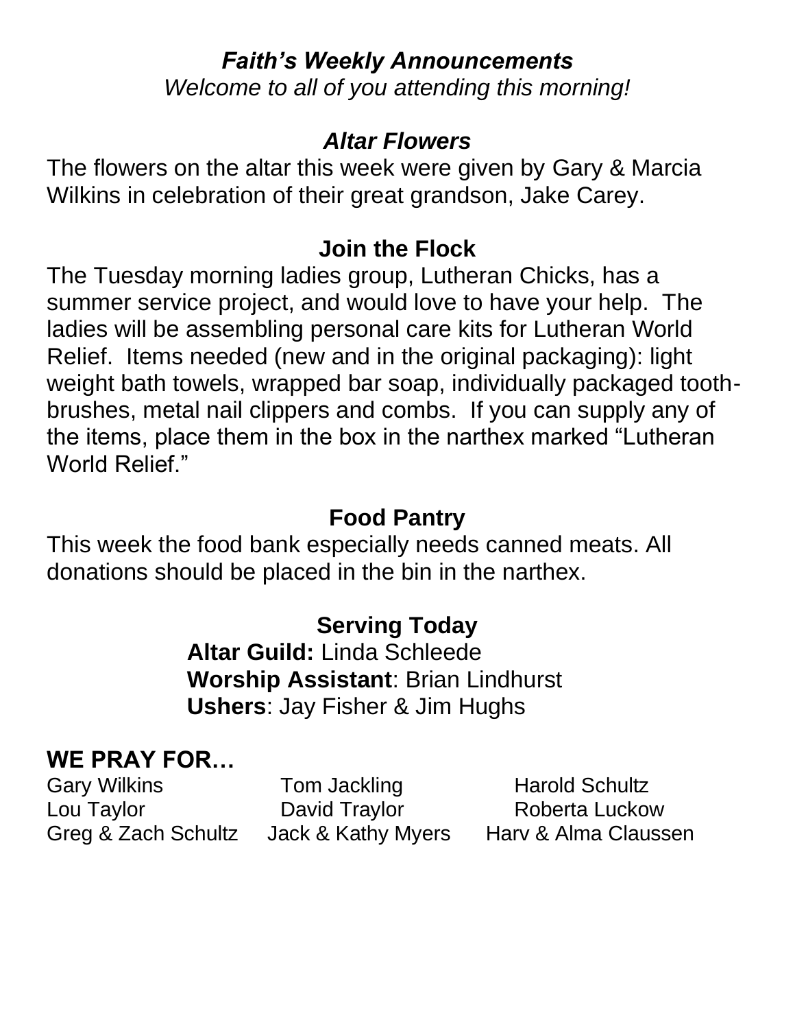# *Faith's Weekly Announcements*

*Welcome to all of you attending this morning!*

## *Altar Flowers*

The flowers on the altar this week were given by Gary & Marcia Wilkins in celebration of their great grandson, Jake Carey.

## Join the Flock

The Tuesday morning ladies group, Lutheran Chicks, has a summer service project, and would love to have your help. The ladies will be assembling personal care kits for Lutheran World Relief. Items needed (new and in the original packaging): light weight bath towels, wrapped bar soap, individually packaged tooth-brushes, metal nail clippers and combs. If you can supply any of the items, place them in the box in the narthex marked "Lutheran World Relief."

## Food Pantry

This week the food bank especially needs canned meats. All donations should be placed in the bin in the narthex.

## Serving Today

**Altar Guild:** Linda Schleede
**Worship Assistant**: Brian Lindhurst
**Ushers**: Jay Fisher & Jim Hughs

## WE PRAY FOR…

| | | |
|---|---|---|
| Gary Wilkins | Tom Jackling | Harold Schultz |
| Lou Taylor | David Traylor | Roberta Luckow |
| Greg & Zach Schultz | Jack & Kathy Myers | Harv & Alma Claussen |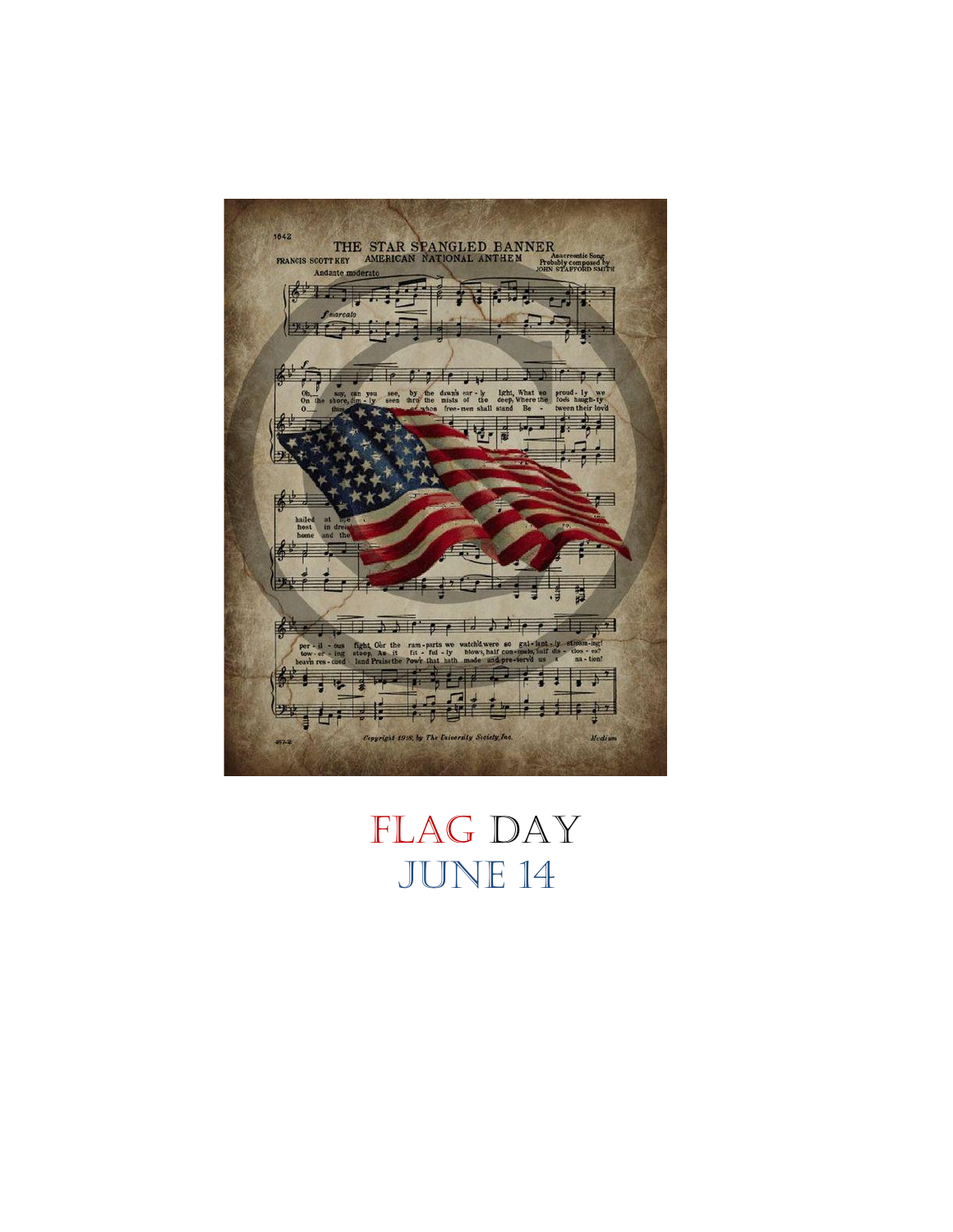FLAG DAY

JUNE 14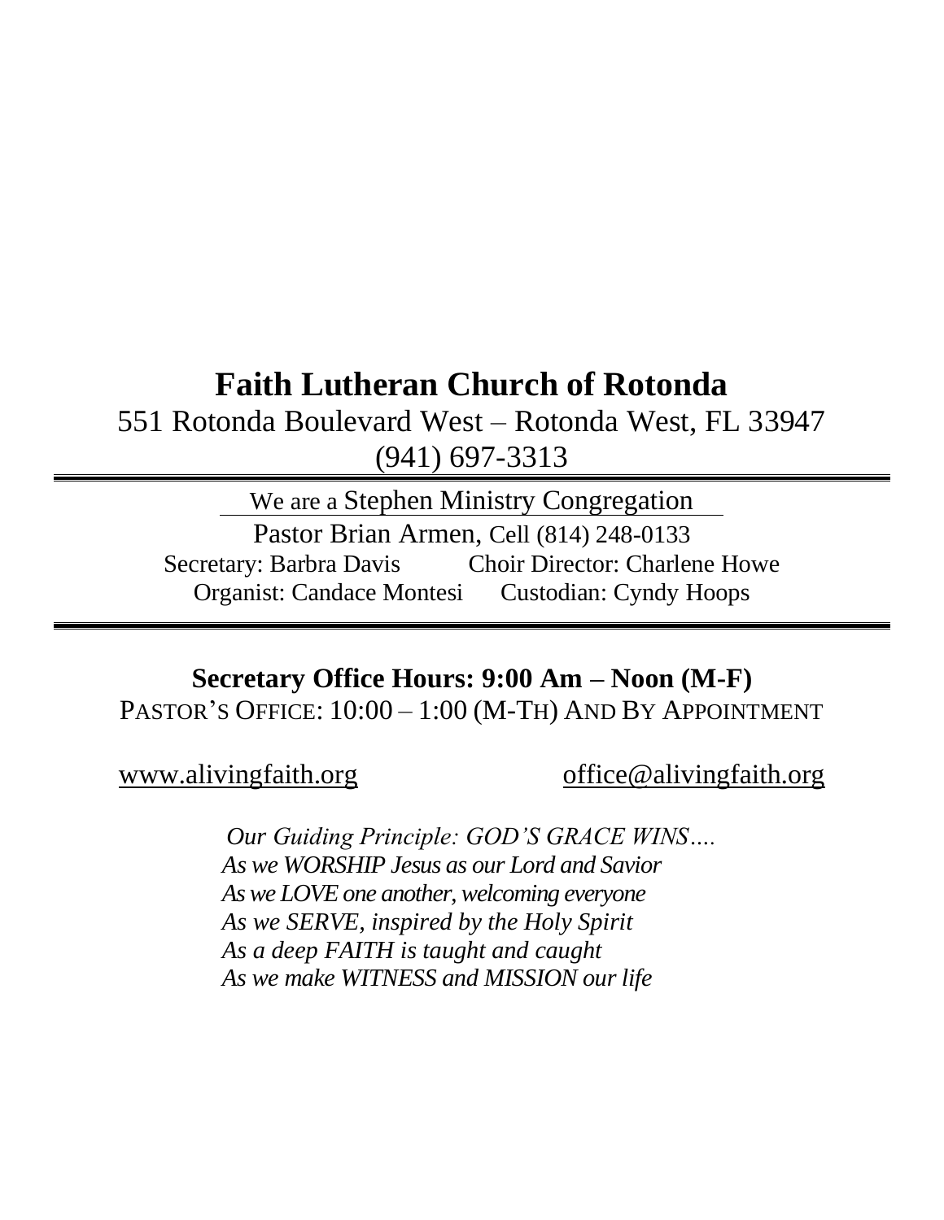# Faith Lutheran Church of Rotonda

551 Rotonda Boulevard West – Rotonda West, FL 33947

(941) 697-3313

---

We are a Stephen Ministry Congregation

Pastor Brian Armen, Cell (814) 248-0133

Secretary: Barbra Davis Choir Director: Charlene Howe

Organist: Candace Montesi Custodian: Cyndy Hoops

---

**Secretary Office Hours: 9:00 Am – Noon (M-F)**

PASTOR'S OFFICE: 10:00 – 1:00 (M-TH) AND BY APPOINTMENT

www.alivingfaith.org office@alivingfaith.org

*Our Guiding Principle: GOD'S GRACE WINS….*
*As we WORSHIP Jesus as our Lord and Savior*
*As we LOVE one another, welcoming everyone*
*As we SERVE, inspired by the Holy Spirit*
*As a deep FAITH is taught and caught*
*As we make WITNESS and MISSION our life*